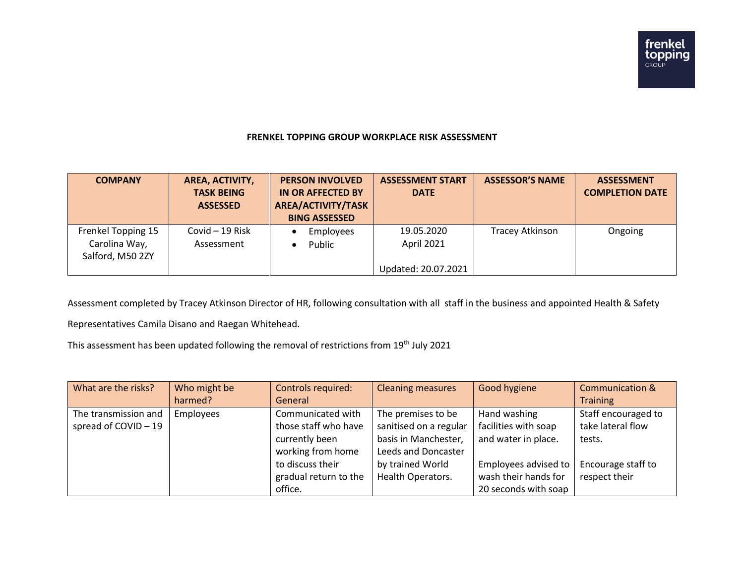**FRENKEL TOPPING GROUP WORKPLACE RISK ASSESSMENT**

| COMPANY | AREA, ACTIVITY, TASK BEING ASSESSED | PERSON INVOLVED IN OR AFFECTED BY AREA/ACTIVITY/TASK BING ASSESSED | ASSESSMENT START DATE | ASSESSOR'S NAME | ASSESSMENT COMPLETION DATE |
|---|---|---|---|---|---|
| Frenkel Topping 15 Carolina Way, Salford, M50 2ZY | Covid – 19 Risk Assessment | • Employees<br>• Public | 19.05.2020<br>April 2021<br><br>Updated: 20.07.2021 | Tracey Atkinson | Ongoing |

Assessment completed by Tracey Atkinson Director of HR, following consultation with all staff in the business and appointed Health & Safety Representatives Camila Disano and Raegan Whitehead.

This assessment has been updated following the removal of restrictions from 19th July 2021

| What are the risks? | Who might be harmed? | Controls required: General | Cleaning measures | Good hygiene | Communication & Training |
|---|---|---|---|---|---|
| The transmission and spread of COVID – 19 | Employees | Communicated with those staff who have currently been working from home to discuss their gradual return to the office. | The premises to be sanitised on a regular basis in Manchester, Leeds and Doncaster by trained World Health Operators. | Hand washing facilities with soap and water in place.<br><br>Employees advised to wash their hands for 20 seconds with soap | Staff encouraged to take lateral flow tests.<br><br>Encourage staff to respect their |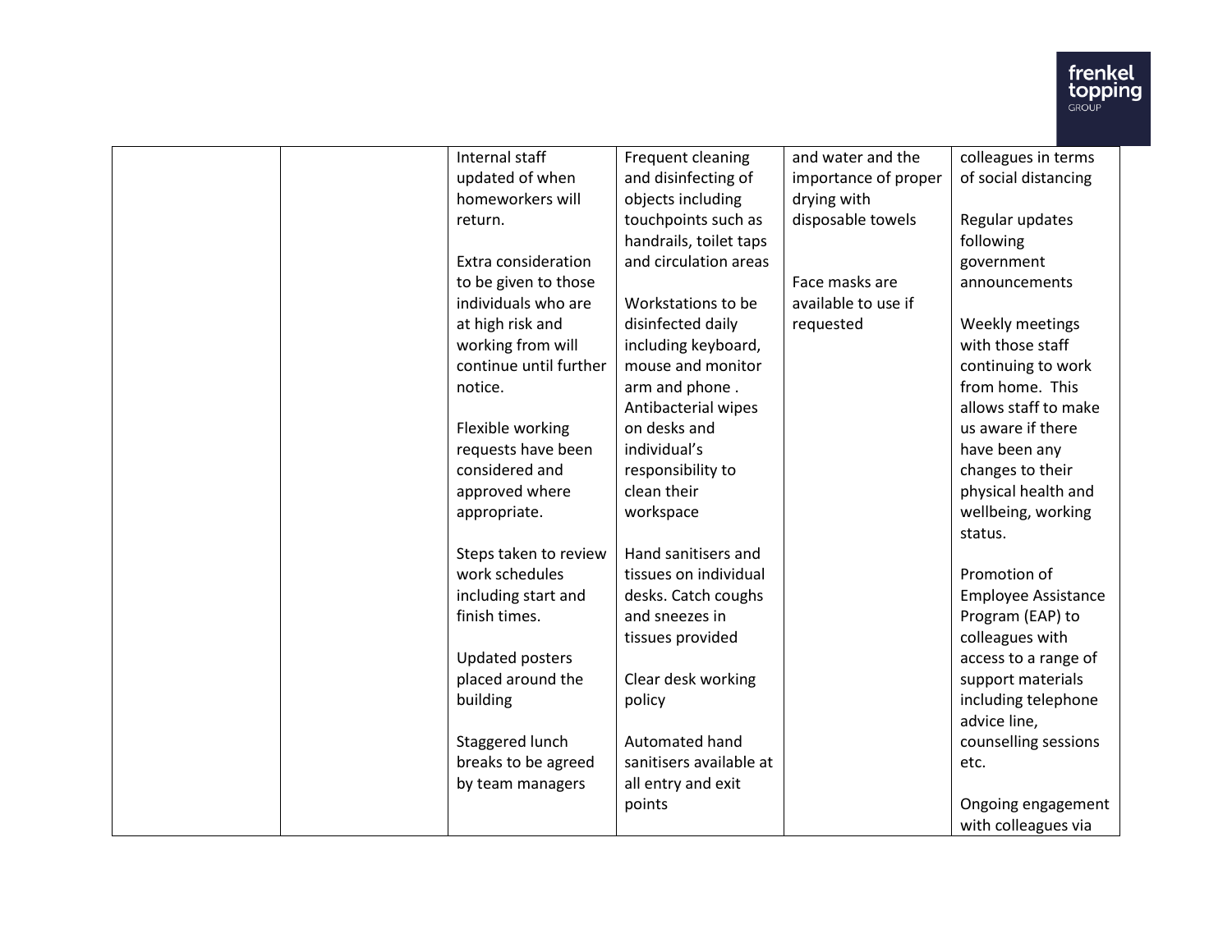|  |  |  |  |  |  |
|---|---|---|---|---|---|
|  |  | Internal staff updated of when homeworkers will return.<br><br>Extra consideration to be given to those individuals who are at high risk and working from will continue until further notice.<br><br>Flexible working requests have been considered and approved where appropriate.<br><br>Steps taken to review work schedules including start and finish times.<br><br>Updated posters placed around the building<br><br>Staggered lunch breaks to be agreed by team managers | Frequent cleaning and disinfecting of objects including touchpoints such as handrails, toilet taps and circulation areas<br><br>Workstations to be disinfected daily including keyboard, mouse and monitor arm and phone . Antibacterial wipes on desks and individual's responsibility to clean their workspace<br><br>Hand sanitisers and tissues on individual desks. Catch coughs and sneezes in tissues provided<br><br>Clear desk working policy<br><br>Automated hand sanitisers available at all entry and exit points | and water and the importance of proper drying with disposable towels<br><br>Face masks are available to use if requested | colleagues in terms of social distancing<br><br>Regular updates following government announcements<br><br>Weekly meetings with those staff continuing to work from home. This allows staff to make us aware if there have been any changes to their physical health and wellbeing, working status.<br><br>Promotion of Employee Assistance Program (EAP) to colleagues with access to a range of support materials including telephone advice line, counselling sessions etc.<br><br>Ongoing engagement with colleagues via |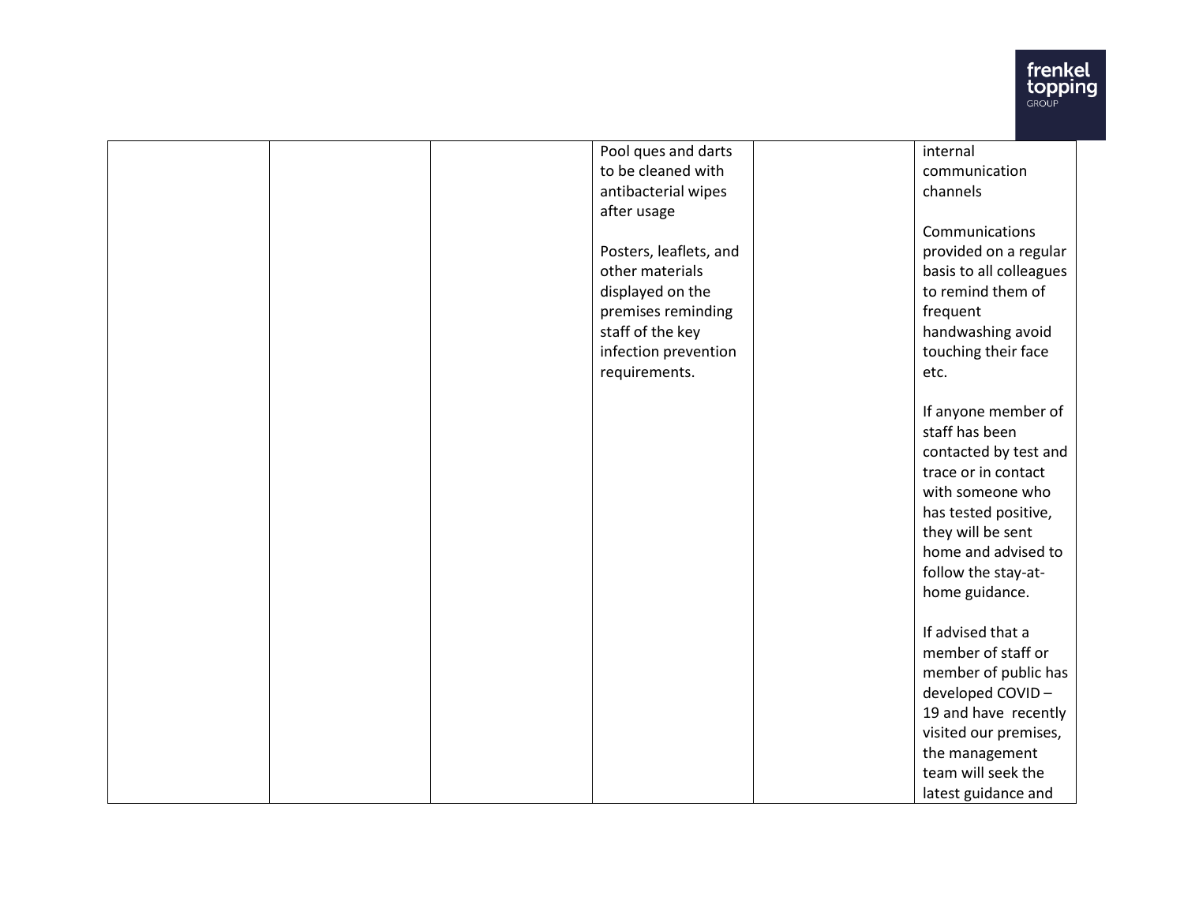| | | | | | |
|---|---|---|---|---|---|
| | | | Pool ques and darts to be cleaned with antibacterial wipes after usage<br><br>Posters, leaflets, and other materials displayed on the premises reminding staff of the key infection prevention requirements. | | internal communication channels<br><br>Communications provided on a regular basis to all colleagues to remind them of frequent handwashing avoid touching their face etc.<br><br>If anyone member of staff has been contacted by test and trace or in contact with someone who has tested positive, they will be sent home and advised to follow the stay-at-home guidance.<br><br>If advised that a member of staff or member of public has developed COVID – 19 and have recently visited our premises, the management team will seek the latest guidance and |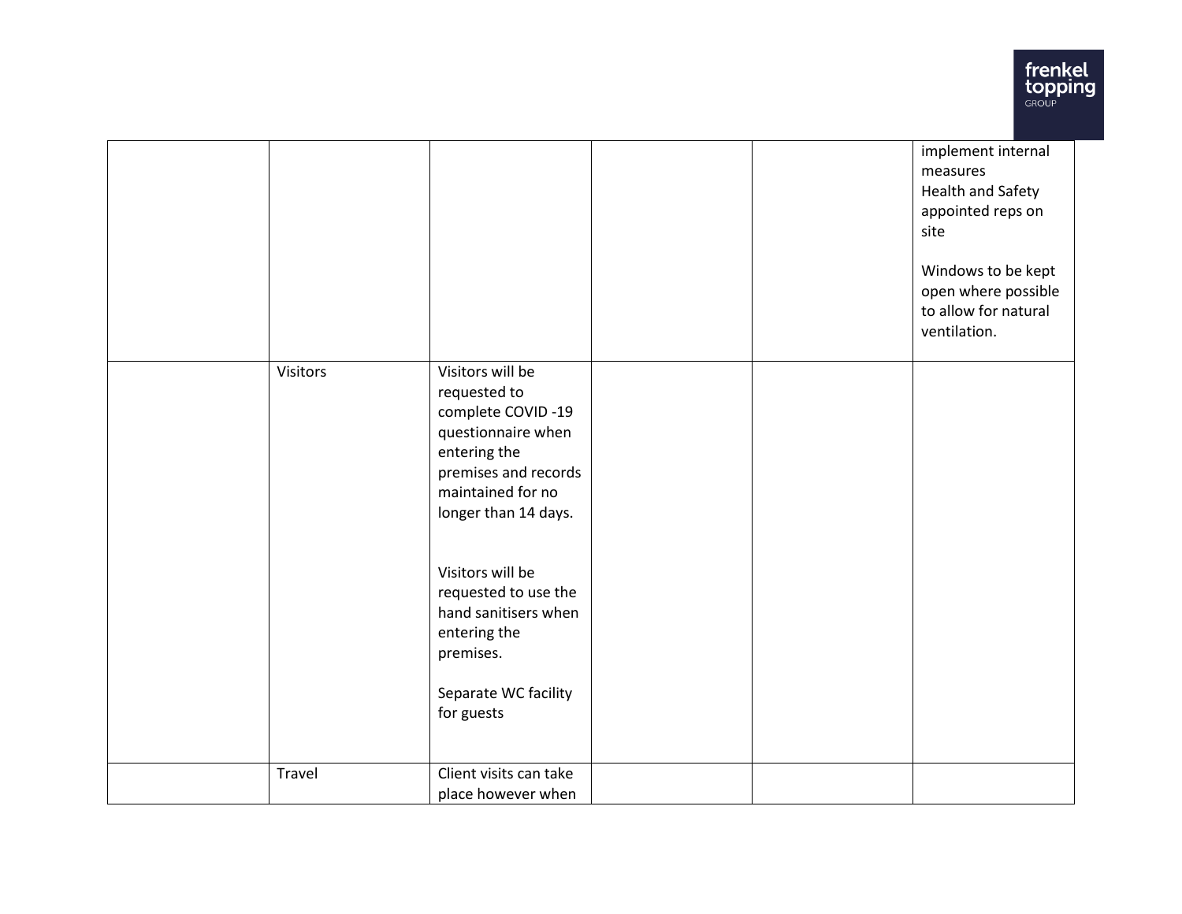| | | | | | |
|---|---|---|---|---|---|
| | | | | | implement internal measures<br>Health and Safety appointed reps on site<br><br>Windows to be kept open where possible to allow for natural ventilation. |
| | Visitors | Visitors will be requested to complete COVID -19 questionnaire when entering the premises and records maintained for no longer than 14 days.<br><br>Visitors will be requested to use the hand sanitisers when entering the premises.<br><br>Separate WC facility for guests | | | |
| | Travel | Client visits can take place however when | | | |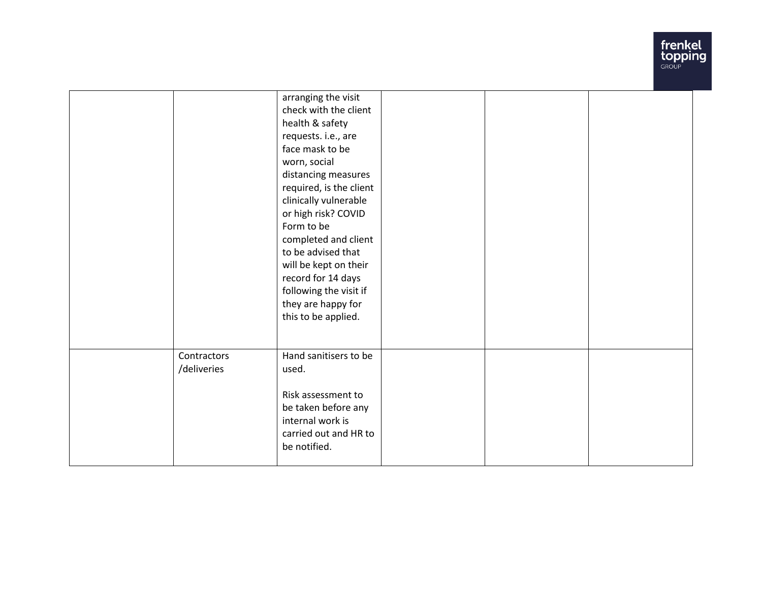| | | | | | |
|---|---|---|---|---|---|
| | | arranging the visit check with the client health & safety requests. i.e., are face mask to be worn, social distancing measures required, is the client clinically vulnerable or high risk? COVID Form to be completed and client to be advised that will be kept on their record for 14 days following the visit if they are happy for this to be applied. | | | |
| | Contractors /deliveries | Hand sanitisers to be used.<br><br>Risk assessment to be taken before any internal work is carried out and HR to be notified. | | | |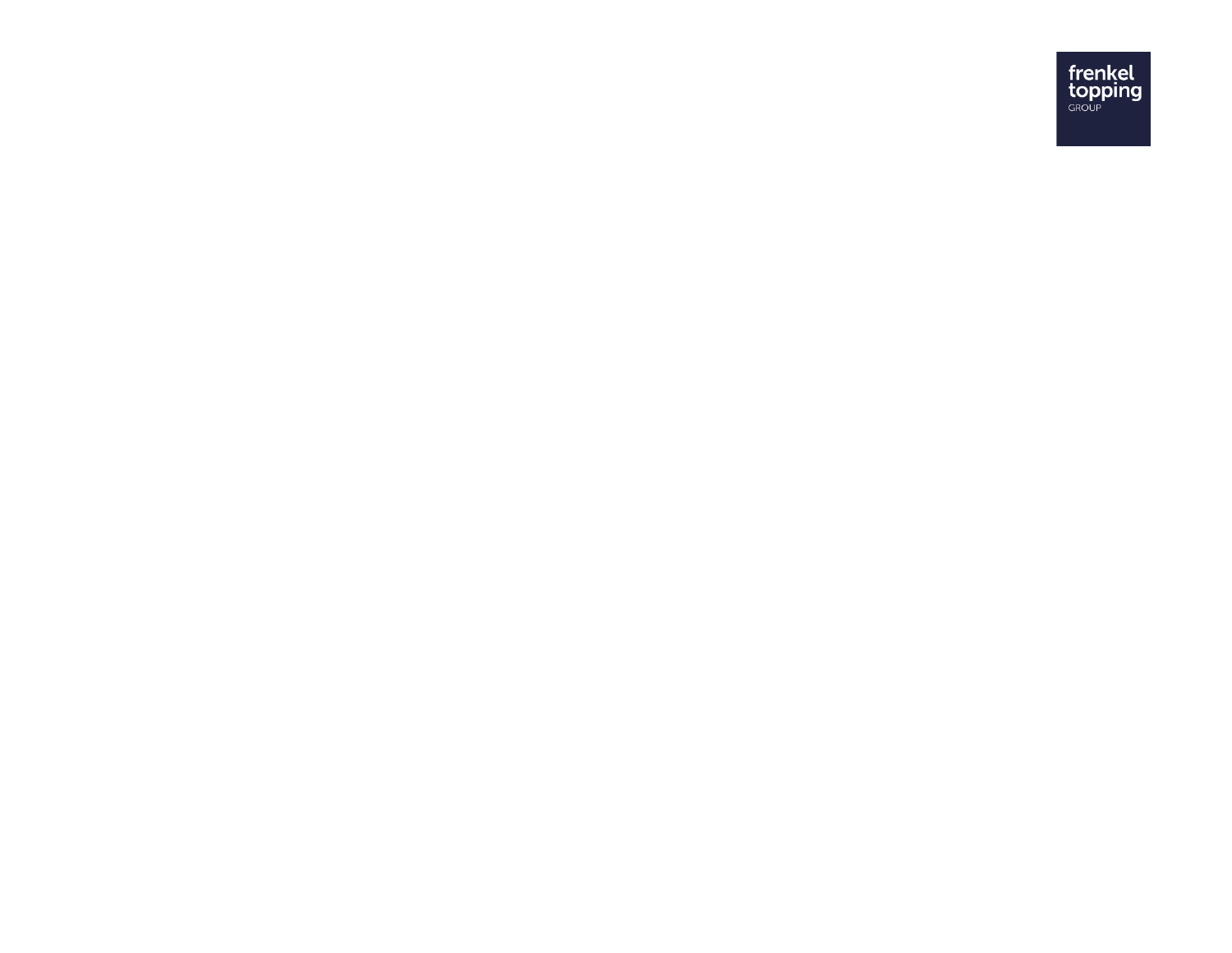frenkel topping

GROUP